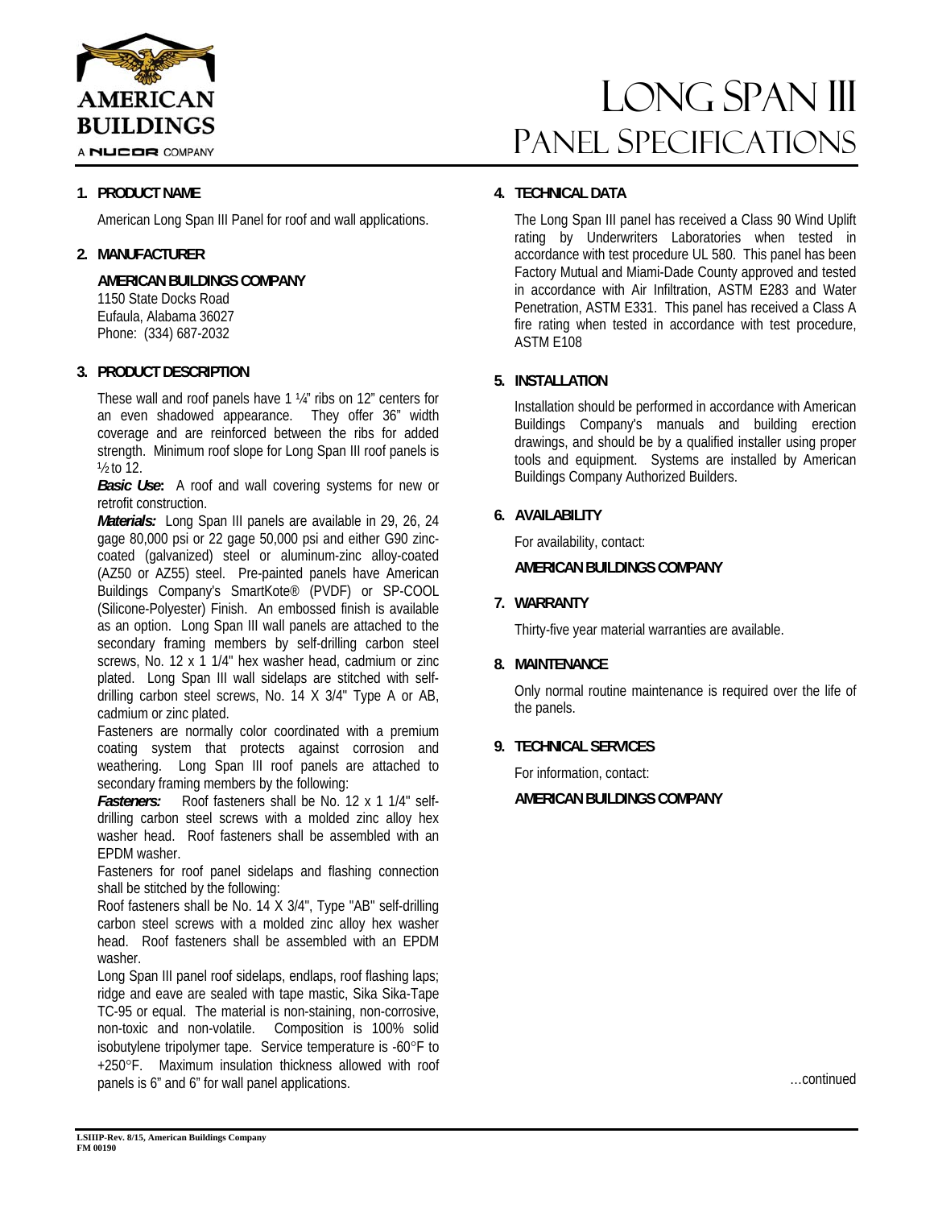AMERICAN BUILDINGS

A NUCOR COMPANY

# Long Span III Panel Specifications

## 1. PRODUCT NAME

American Long Span III Panel for roof and wall applications.

## 2. MANUFACTURER

**AMERICAN BUILDINGS COMPANY**
1150 State Docks Road
Eufaula, Alabama 36027
Phone: (334) 687-2032

## 3. PRODUCT DESCRIPTION

These wall and roof panels have 1 ¼" ribs on 12" centers for an even shadowed appearance. They offer 36" width coverage and are reinforced between the ribs for added strength. Minimum roof slope for Long Span III roof panels is ½ to 12.

***Basic Use*:** A roof and wall covering systems for new or retrofit construction.

***Materials:*** Long Span III panels are available in 29, 26, 24 gage 80,000 psi or 22 gage 50,000 psi and either G90 zinc-coated (galvanized) steel or aluminum-zinc alloy-coated (AZ50 or AZ55) steel. Pre-painted panels have American Buildings Company's SmartKote® (PVDF) or SP-COOL (Silicone-Polyester) Finish. An embossed finish is available as an option. Long Span III wall panels are attached to the secondary framing members by self-drilling carbon steel screws, No. 12 x 1 1/4" hex washer head, cadmium or zinc plated. Long Span III wall sidelaps are stitched with self-drilling carbon steel screws, No. 14 X 3/4" Type A or AB, cadmium or zinc plated.

Fasteners are normally color coordinated with a premium coating system that protects against corrosion and weathering. Long Span III roof panels are attached to secondary framing members by the following:

***Fasteners:*** Roof fasteners shall be No. 12 x 1 1/4" self-drilling carbon steel screws with a molded zinc alloy hex washer head. Roof fasteners shall be assembled with an EPDM washer.

Fasteners for roof panel sidelaps and flashing connection shall be stitched by the following:

Roof fasteners shall be No. 14 X 3/4", Type "AB" self-drilling carbon steel screws with a molded zinc alloy hex washer head. Roof fasteners shall be assembled with an EPDM washer.

Long Span III panel roof sidelaps, endlaps, roof flashing laps; ridge and eave are sealed with tape mastic, Sika Sika-Tape TC-95 or equal. The material is non-staining, non-corrosive, non-toxic and non-volatile. Composition is 100% solid isobutylene tripolymer tape. Service temperature is -60°F to +250°F. Maximum insulation thickness allowed with roof panels is 6" and 6" for wall panel applications.

## 4. TECHNICAL DATA

The Long Span III panel has received a Class 90 Wind Uplift rating by Underwriters Laboratories when tested in accordance with test procedure UL 580. This panel has been Factory Mutual and Miami-Dade County approved and tested in accordance with Air Infiltration, ASTM E283 and Water Penetration, ASTM E331. This panel has received a Class A fire rating when tested in accordance with test procedure, ASTM E108

## 5. INSTALLATION

Installation should be performed in accordance with American Buildings Company's manuals and building erection drawings, and should be by a qualified installer using proper tools and equipment. Systems are installed by American Buildings Company Authorized Builders.

## 6. AVAILABILITY

For availability, contact:

**AMERICAN BUILDINGS COMPANY**

## 7. WARRANTY

Thirty-five year material warranties are available.

## 8. MAINTENANCE

Only normal routine maintenance is required over the life of the panels.

## 9. TECHNICAL SERVICES

For information, contact:

**AMERICAN BUILDINGS COMPANY**

…continued

LSIIIP-Rev. 8/15, American Buildings Company
FM 00190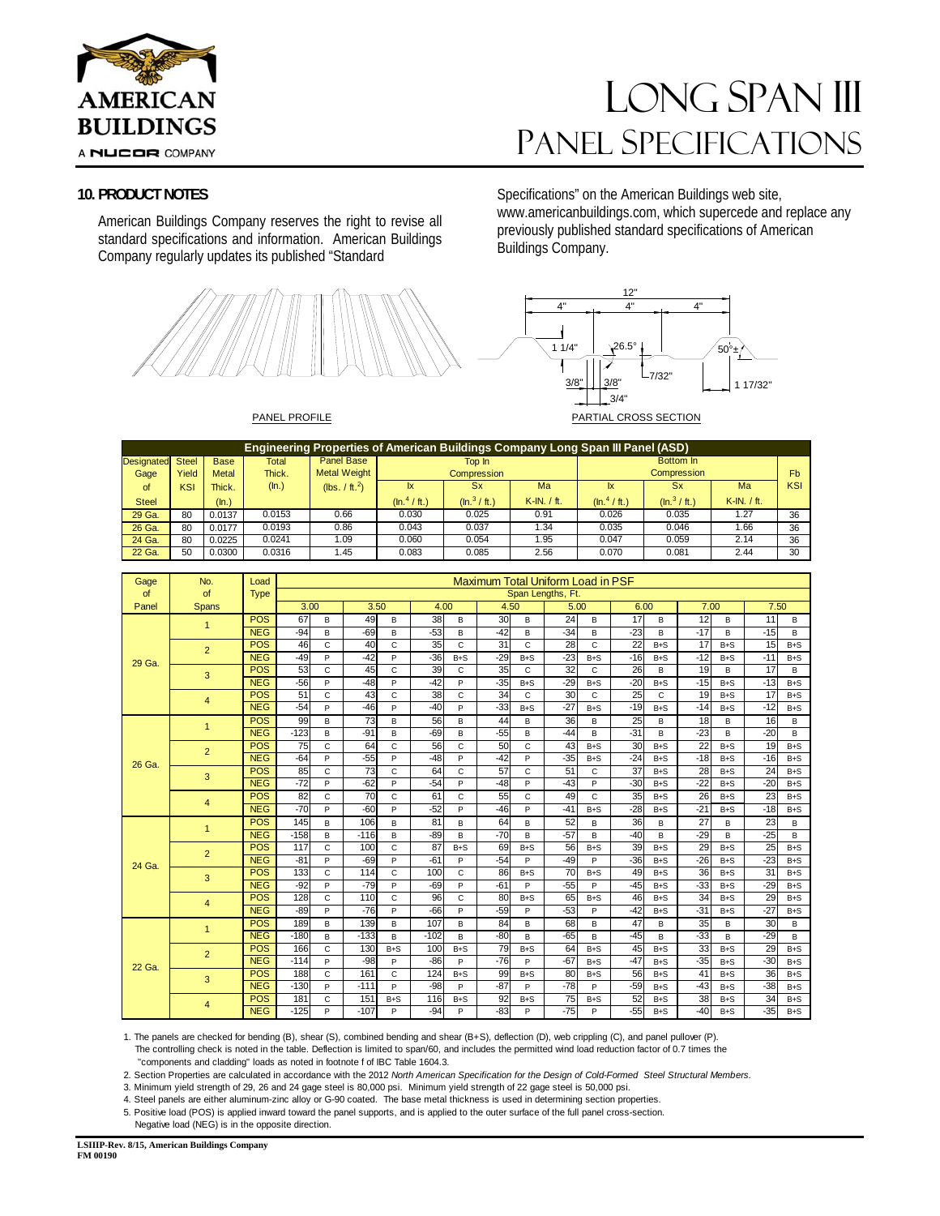# LONG SPAN III
# PANEL SPECIFICATIONS

## 10. PRODUCT NOTES

American Buildings Company reserves the right to revise all standard specifications and information. American Buildings Company regularly updates its published "Standard Specifications" on the American Buildings web site, www.americanbuildings.com, which supercede and replace any previously published standard specifications of American Buildings Company.

PANEL PROFILE

12"
4" 4" 4"
1 1/4"
26.5°
50°±
7/32"
3/8" 3/8"
3/4"
1 17/32"

PARTIAL CROSS SECTION

**Engineering Properties of American Buildings Company Long Span III Panel (ASD)**

| Designated Gage of Steel | Steel Yield KSI | Base Metal Thick. (In.) | Total Thick. (In.) | Panel Base Metal Weight (lbs. / ft.$^2$) | Top In Compression Ix (In.$^4$ / ft.) | Top In Compression Sx (In.$^3$ / ft.) | Top In Compression Ma K-IN. / ft. | Bottom In Compression Ix (In.$^4$ / ft.) | Bottom In Compression Sx (In.$^3$ / ft.) | Bottom In Compression Ma K-IN. / ft. | Fb KSI |
|---|---|---|---|---|---|---|---|---|---|---|---|
| 29 Ga. | 80 | 0.0137 | 0.0153 | 0.66 | 0.030 | 0.025 | 0.91 | 0.026 | 0.035 | 1.27 | 36 |
| 26 Ga. | 80 | 0.0177 | 0.0193 | 0.86 | 0.043 | 0.037 | 1.34 | 0.035 | 0.046 | 1.66 | 36 |
| 24 Ga. | 80 | 0.0225 | 0.0241 | 1.09 | 0.060 | 0.054 | 1.95 | 0.047 | 0.059 | 2.14 | 36 |
| 22 Ga. | 50 | 0.0300 | 0.0316 | 1.45 | 0.083 | 0.085 | 2.56 | 0.070 | 0.081 | 2.44 | 30 |

**Maximum Total Uniform Load in PSF** (Span Lengths, Ft.)

| Gage of Panel | No. of Spans | Load Type | 3.00 | | 3.50 | | 4.00 | | 4.50 | | 5.00 | | 6.00 | | 7.00 | | 7.50 | |
|---|---|---|---|---|---|---|---|---|---|---|---|---|---|---|---|---|---|---|
| 29 Ga. | 1 | POS | 67 | B | 49 | B | 38 | B | 30 | B | 24 | B | 17 | B | 12 | B | 11 | B |
| | | NEG | -94 | B | -69 | B | -53 | B | -42 | B | -34 | B | -23 | B | -17 | B | -15 | B |
| | 2 | POS | 46 | C | 40 | C | 35 | C | 31 | C | 28 | C | 22 | B+S | 17 | B+S | 15 | B+S |
| | | NEG | -49 | P | -42 | P | -36 | B+S | -29 | B+S | -23 | B+S | -16 | B+S | -12 | B+S | -11 | B+S |
| | 3 | POS | 53 | C | 45 | C | 39 | C | 35 | C | 32 | C | 26 | B | 19 | B | 17 | B |
| | | NEG | -56 | P | -48 | P | -42 | P | -35 | B+S | -29 | B+S | -20 | B+S | -15 | B+S | -13 | B+S |
| | 4 | POS | 51 | C | 43 | C | 38 | C | 34 | C | 30 | C | 25 | C | 19 | B+S | 17 | B+S |
| | | NEG | -54 | P | -46 | P | -40 | P | -33 | B+S | -27 | B+S | -19 | B+S | -14 | B+S | -12 | B+S |
| 26 Ga. | 1 | POS | 99 | B | 73 | B | 56 | B | 44 | B | 36 | B | 25 | B | 18 | B | 16 | B |
| | | NEG | -123 | B | -91 | B | -69 | B | -55 | B | -44 | B | -31 | B | -23 | B | -20 | B |
| | 2 | POS | 75 | C | 64 | C | 56 | C | 50 | C | 43 | B+S | 30 | B+S | 22 | B+S | 19 | B+S |
| | | NEG | -64 | P | -55 | P | -48 | P | -42 | P | -35 | B+S | -24 | B+S | -18 | B+S | -16 | B+S |
| | 3 | POS | 85 | C | 73 | C | 64 | C | 57 | C | 51 | C | 37 | B+S | 28 | B+S | 24 | B+S |
| | | NEG | -72 | P | -62 | P | -54 | P | -48 | P | -43 | P | -30 | B+S | -22 | B+S | -20 | B+S |
| | 4 | POS | 82 | C | 70 | C | 61 | C | 55 | C | 49 | C | 35 | B+S | 26 | B+S | 23 | B+S |
| | | NEG | -70 | P | -60 | P | -52 | P | -46 | P | -41 | B+S | -28 | B+S | -21 | B+S | -18 | B+S |
| 24 Ga. | 1 | POS | 145 | B | 106 | B | 81 | B | 64 | B | 52 | B | 36 | B | 27 | B | 23 | B |
| | | NEG | -158 | B | -116 | B | -89 | B | -70 | B | -57 | B | -40 | B | -29 | B | -25 | B |
| | 2 | POS | 117 | C | 100 | C | 87 | B+S | 69 | B+S | 56 | B+S | 39 | B+S | 29 | B+S | 25 | B+S |
| | | NEG | -81 | P | -69 | P | -61 | P | -54 | P | -49 | P | -36 | B+S | -26 | B+S | -23 | B+S |
| | 3 | POS | 133 | C | 114 | C | 100 | C | 86 | B+S | 70 | B+S | 49 | B+S | 36 | B+S | 31 | B+S |
| | | NEG | -92 | P | -79 | P | -69 | P | -61 | P | -55 | P | -45 | B+S | -33 | B+S | -29 | B+S |
| | 4 | POS | 128 | C | 110 | C | 96 | C | 80 | B+S | 65 | B+S | 46 | B+S | 34 | B+S | 29 | B+S |
| | | NEG | -89 | P | -76 | P | -66 | P | -59 | P | -53 | P | -42 | B+S | -31 | B+S | -27 | B+S |
| 22 Ga. | 1 | POS | 189 | B | 139 | B | 107 | B | 84 | B | 68 | B | 47 | B | 35 | B | 30 | B |
| | | NEG | -180 | B | -133 | B | -102 | B | -80 | B | -65 | B | -45 | B | -33 | B | -29 | B |
| | 2 | POS | 166 | C | 130 | B+S | 100 | B+S | 79 | B+S | 64 | B+S | 45 | B+S | 33 | B+S | 29 | B+S |
| | | NEG | -114 | P | -98 | P | -86 | P | -76 | P | -67 | B+S | -47 | B+S | -35 | B+S | -30 | B+S |
| | 3 | POS | 188 | C | 161 | C | 124 | B+S | 99 | B+S | 80 | B+S | 56 | B+S | 41 | B+S | 36 | B+S |
| | | NEG | -130 | P | -111 | P | -98 | P | -87 | P | -78 | P | -59 | B+S | -43 | B+S | -38 | B+S |
| | 4 | POS | 181 | C | 151 | B+S | 116 | B+S | 92 | B+S | 75 | B+S | 52 | B+S | 38 | B+S | 34 | B+S |
| | | NEG | -125 | P | -107 | P | -94 | P | -83 | P | -75 | P | -55 | B+S | -40 | B+S | -35 | B+S |

1. The panels are checked for bending (B), shear (S), combined bending and shear (B+S), deflection (D), web crippling (C), and panel pullover (P). The controlling check is noted in the table. Deflection is limited to span/60, and includes the permitted wind load reduction factor of 0.7 times the "components and cladding" loads as noted in footnote f of IBC Table 1604.3.
2. Section Properties are calculated in accordance with the 2012 *North American Specification for the Design of Cold-Formed Steel Structural Members*.
3. Minimum yield strength of 29, 26 and 24 gage steel is 80,000 psi. Minimum yield strength of 22 gage steel is 50,000 psi.
4. Steel panels are either aluminum-zinc alloy or G-90 coated. The base metal thickness is used in determining section properties.
5. Positive load (POS) is applied inward toward the panel supports, and is applied to the outer surface of the full panel cross-section. Negative load (NEG) is in the opposite direction.

LSIIIP-Rev. 8/15, American Buildings Company
FM 00190